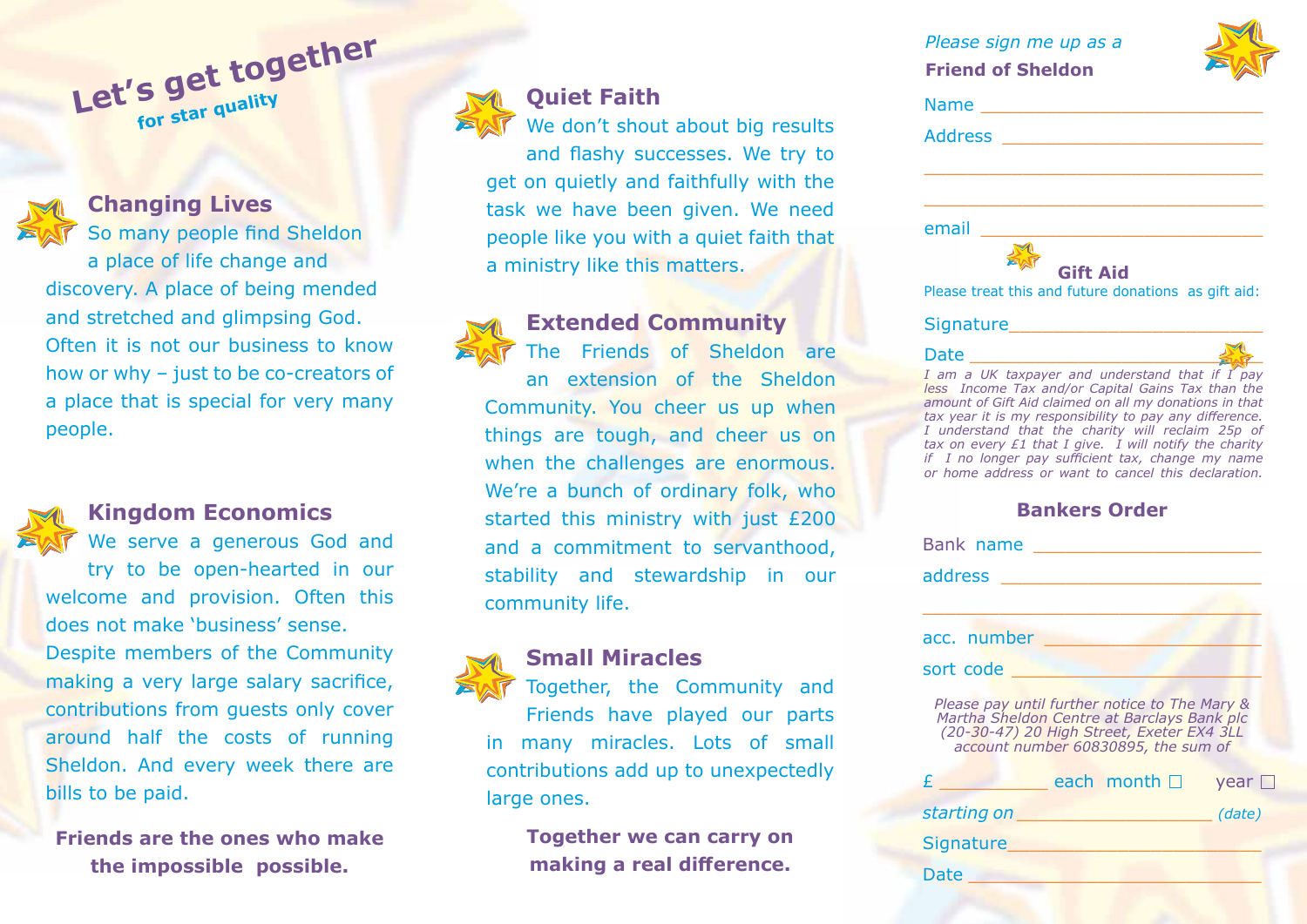# Let's get together

**for star quality**

## Changing Lives

So many people find Sheldon a place of life change and discovery. A place of being mended and stretched and glimpsing God. Often it is not our business to know how or why – just to be co-creators of a place that is special for very many people.

## Kingdom Economics

We serve a generous God and try to be open-hearted in our welcome and provision. Often this does not make 'business' sense. Despite members of the Community making a very large salary sacrifice, contributions from guests only cover around half the costs of running Sheldon. And every week there are bills to be paid.

**Friends are the ones who make the impossible possible.**

## Quiet Faith

We don't shout about big results and flashy successes. We try to get on quietly and faithfully with the task we have been given. We need people like you with a quiet faith that a ministry like this matters.

## Extended Community

The Friends of Sheldon are an extension of the Sheldon Community. You cheer us up when things are tough, and cheer us on when the challenges are enormous. We're a bunch of ordinary folk, who started this ministry with just £200 and a commitment to servanthood, stability and stewardship in our community life.

## Small Miracles

Together, the Community and Friends have played our parts in many miracles. Lots of small contributions add up to unexpectedly large ones.

**Together we can carry on making a real difference.**

*Please sign me up as a*

**Friend of Sheldon**

Name ____________________________

Address ____________________________

____________________________

____________________________

email ____________________________

### Gift Aid

Please treat this and future donations as gift aid:

Signature____________________________

Date ____________________________

*I am a UK taxpayer and understand that if I pay less Income Tax and/or Capital Gains Tax than the amount of Gift Aid claimed on all my donations in that tax year it is my responsibility to pay any difference. I understand that the charity will reclaim 25p of tax on every £1 that I give. I will notify the charity if I no longer pay sufficient tax, change my name or home address or want to cancel this declaration.*

### Bankers Order

Bank name ____________________________

address ____________________________

____________________________

acc. number ____________________________

sort code ____________________________

*Please pay until further notice to The Mary & Martha Sheldon Centre at Barclays Bank plc (20-30-47) 20 High Street, Exeter EX4 3LL account number 60830895, the sum of*

£ __________ each month ☐ year ☐

*starting on* __________________ *(date)*

Signature____________________________

Date ____________________________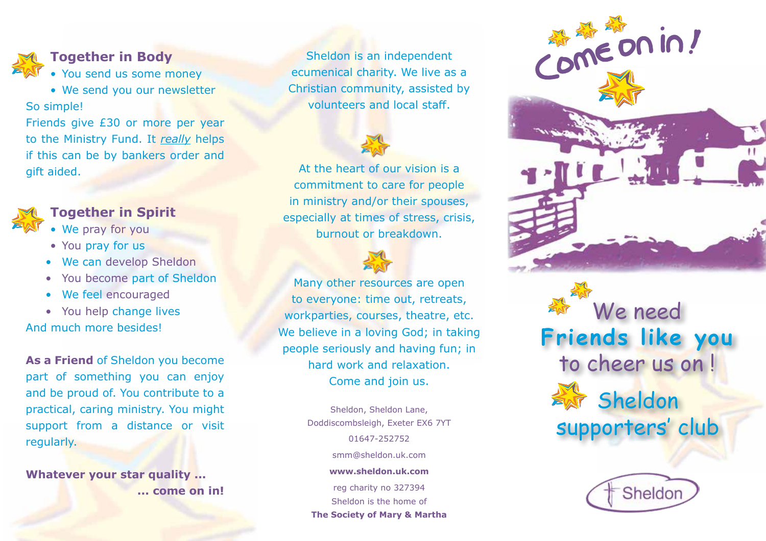## Together in Body

- You send us some money
- We send you our newsletter

So simple!

Friends give £30 or more per year to the Ministry Fund. It *really* helps if this can be by bankers order and gift aided.

## Together in Spirit

- We pray for you
- You pray for us
- We can develop Sheldon
- You become part of Sheldon
- We feel encouraged
- You help change lives

And much more besides!

**As a Friend** of Sheldon you become part of something you can enjoy and be proud of. You contribute to a practical, caring ministry. You might support from a distance or visit regularly.

**Whatever your star quality ...**

**... come on in!**

Sheldon is an independent ecumenical charity. We live as a Christian community, assisted by volunteers and local staff.

At the heart of our vision is a commitment to care for people in ministry and/or their spouses, especially at times of stress, crisis, burnout or breakdown.

Many other resources are open to everyone: time out, retreats, workparties, courses, theatre, etc. We believe in a loving God; in taking people seriously and having fun; in hard work and relaxation. Come and join us.

Sheldon, Sheldon Lane,
Doddiscombsleigh, Exeter EX6 7YT

01647-252752

smm@sheldon.uk.com

**www.sheldon.uk.com**

reg charity no 327394

Sheldon is the home of
**The Society of Mary & Martha**

# Come on in!

We need **Friends like you** to cheer us on !

## Sheldon supporters' club

Sheldon